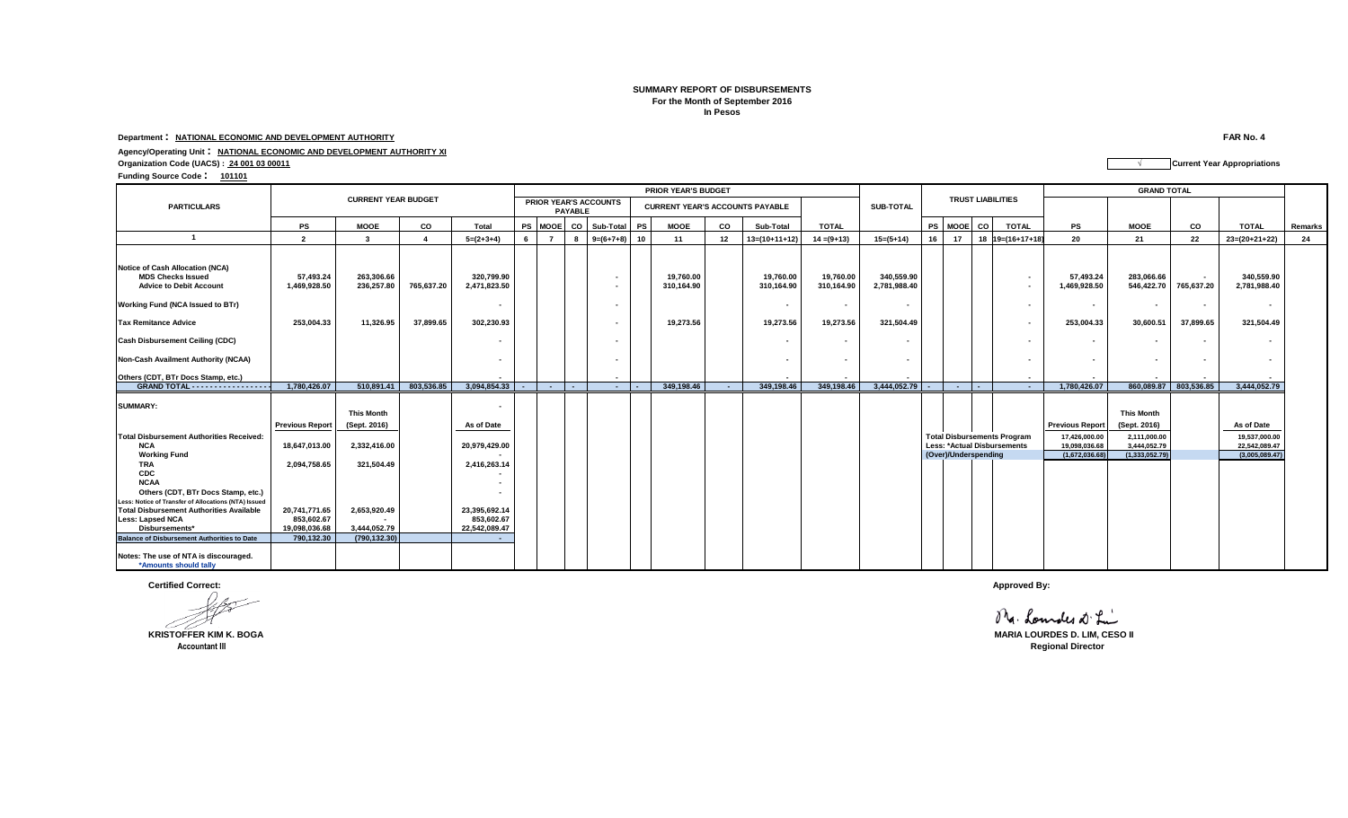# SUMMARY REPORT OF DISBURSEMENTS
**For the Month of September 2016**
**In Pesos**

**Department : NATIONAL ECONOMIC AND DEVELOPMENT AUTHORITY** — **FAR No. 4**

**Agency/Operating Unit : NATIONAL ECONOMIC AND DEVELOPMENT AUTHORITY XI**

**Organization Code (UACS) : 24 001 03 00011** — √ **Current Year Appropriations**

**Funding Source Code : 101101**

| PARTICULARS | CURRENT YEAR BUDGET | | | | PRIOR YEAR'S BUDGET | | | | | | | | | | SUB-TOTAL | TRUST LIABILITIES | | | | GRAND TOTAL | | | | Remarks |
|---|---|---|---|---|---|---|---|---|---|---|---|---|---|---|---|---|---|---|---|---|---|---|---|---|
| | | | | | PRIOR YEAR'S ACCOUNTS PAYABLE | | | | CURRENT YEAR'S ACCOUNTS PAYABLE | | | | | | | | | | | | | | | |
| | PS | MOOE | CO | Total | PS | MOOE | CO | Sub-Total | PS | MOOE | CO | Sub-Total | TOTAL | | | PS | MOOE | CO | TOTAL | PS | MOOE | CO | TOTAL | Remarks |
| 1 | 2 | 3 | 4 | 5=(2+3+4) | 6 | 7 | 8 | 9=(6+7+8) | 10 | 11 | 12 | 13=(10+11+12) | 14 =(9+13) | 15=(5+14) | 16 | 17 | 18 | 19=(16+17+18) | 20 | 21 | 22 | 23=(20+21+22) | 24 |
| **Notice of Cash Allocation (NCA)** | | | | | | | | | | | | | | | | | | | | | | | |
| MDS Checks Issued | 57,493.24 | 263,306.66 | | 320,799.90 | | | | - | | 19,760.00 | | 19,760.00 | 19,760.00 | 340,559.90 | | | | - | 57,493.24 | 283,066.66 | - | 340,559.90 | |
| Advice to Debit Account | 1,469,928.50 | 236,257.80 | 765,637.20 | 2,471,823.50 | | | | - | | 310,164.90 | | 310,164.90 | 310,164.90 | 2,781,988.40 | | | | - | 1,469,928.50 | 546,422.70 | 765,637.20 | 2,781,988.40 | |
| **Working Fund (NCA Issued to BTr)** | | | | - | | | | - | | | | - | - | - | | | | - | - | - | - | - | |
| **Tax Remitance Advice** | 253,004.33 | 11,326.95 | 37,899.65 | 302,230.93 | | | | - | | 19,273.56 | | 19,273.56 | 19,273.56 | 321,504.49 | | | | - | 253,004.33 | 30,600.51 | 37,899.65 | 321,504.49 | |
| **Cash Disbursement Ceiling (CDC)** | | | | - | | | | - | | | | - | - | - | | | | - | - | - | - | - | |
| **Non-Cash Availment Authority (NCAA)** | | | | - | | | | - | | | | - | - | - | | | | - | - | - | - | - | |
| **Others (CDT, BTr Docs Stamp, etc.)** | | | | - | | | | - | | | | - | - | - | | | | - | - | - | - | - | |
| **GRAND TOTAL - - - - - - - - - - - - - - - - -** | 1,780,426.07 | 510,891.41 | 803,536.85 | 3,094,854.33 | - | - | - | - | - | 349,198.46 | - | 349,198.46 | 349,198.46 | 3,444,052.79 | - | - | - | - | 1,780,426.07 | 860,089.87 | 803,536.85 | 3,444,052.79 | |

**SUMMARY:**

| | Previous Report | This Month (Sept. 2016) | | As of Date |
|---|---|---|---|---|
| **Total Disbursement Authorities Received:** | | | | |
| NCA | 18,647,013.00 | 2,332,416.00 | | 20,979,429.00 |
| Working Fund | | | | - |
| TRA | 2,094,758.65 | 321,504.49 | | 2,416,263.14 |
| CDC | | | | - |
| NCAA | | | | - |
| Others (CDT, BTr Docs Stamp, etc.) | | | | - |
| Less: Notice of Transfer of Allocations (NTA) Issued | | | | |
| **Total Disbursement Authorities Available** | 20,741,771.65 | 2,653,920.49 | | 23,395,692.14 |
| **Less: Lapsed NCA** | 853,602.67 | - | | 853,602.67 |
| Disbursements* | 19,098,036.68 | 3,444,052.79 | | 22,542,089.47 |
| **Balance of Disbursement Authorities to Date** | 790,132.30 | (790,132.30) | | - |

**Notes: The use of NTA is discouraged.**
*Amounts should tally

| | Previous Report | This Month (Sept. 2016) | | As of Date |
|---|---|---|---|---|
| Total Disbursements Program | 17,426,000.00 | 2,111,000.00 | | 19,537,000.00 |
| Less: *Actual Disbursements | 19,098,036.68 | 3,444,052.79 | | 22,542,089.47 |
| (Over)/Underspending | (1,672,036.68) | (1,333,052.79) | | (3,005,089.47) |

**Certified Correct:**

**KRISTOFFER KIM K. BOGA**
Accountant III

**Approved By:**

**MARIA LOURDES D. LIM, CESO II**
Regional Director